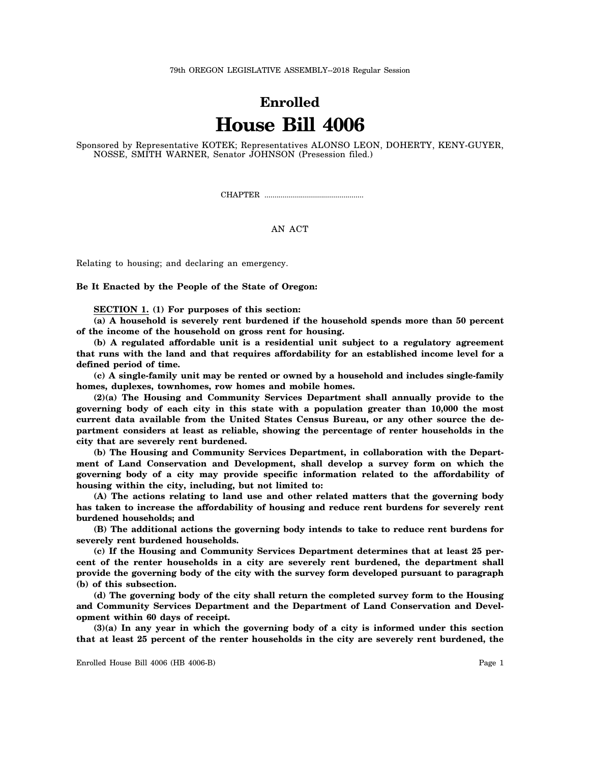79th OREGON LEGISLATIVE ASSEMBLY--2018 Regular Session

# Enrolled

# House Bill 4006

Sponsored by Representative KOTEK; Representatives ALONSO LEON, DOHERTY, KENY-GUYER, NOSSE, SMITH WARNER, Senator JOHNSON (Presession filed.)

CHAPTER ................................................

AN ACT

Relating to housing; and declaring an emergency.

**Be It Enacted by the People of the State of Oregon:**

**SECTION 1. (1) For purposes of this section:**

**(a) A household is severely rent burdened if the household spends more than 50 percent of the income of the household on gross rent for housing.**

**(b) A regulated affordable unit is a residential unit subject to a regulatory agreement that runs with the land and that requires affordability for an established income level for a defined period of time.**

**(c) A single-family unit may be rented or owned by a household and includes single-family homes, duplexes, townhomes, row homes and mobile homes.**

**(2)(a) The Housing and Community Services Department shall annually provide to the governing body of each city in this state with a population greater than 10,000 the most current data available from the United States Census Bureau, or any other source the department considers at least as reliable, showing the percentage of renter households in the city that are severely rent burdened.**

**(b) The Housing and Community Services Department, in collaboration with the Department of Land Conservation and Development, shall develop a survey form on which the governing body of a city may provide specific information related to the affordability of housing within the city, including, but not limited to:**

**(A) The actions relating to land use and other related matters that the governing body has taken to increase the affordability of housing and reduce rent burdens for severely rent burdened households; and**

**(B) The additional actions the governing body intends to take to reduce rent burdens for severely rent burdened households.**

**(c) If the Housing and Community Services Department determines that at least 25 percent of the renter households in a city are severely rent burdened, the department shall provide the governing body of the city with the survey form developed pursuant to paragraph (b) of this subsection.**

**(d) The governing body of the city shall return the completed survey form to the Housing and Community Services Department and the Department of Land Conservation and Development within 60 days of receipt.**

**(3)(a) In any year in which the governing body of a city is informed under this section that at least 25 percent of the renter households in the city are severely rent burdened, the**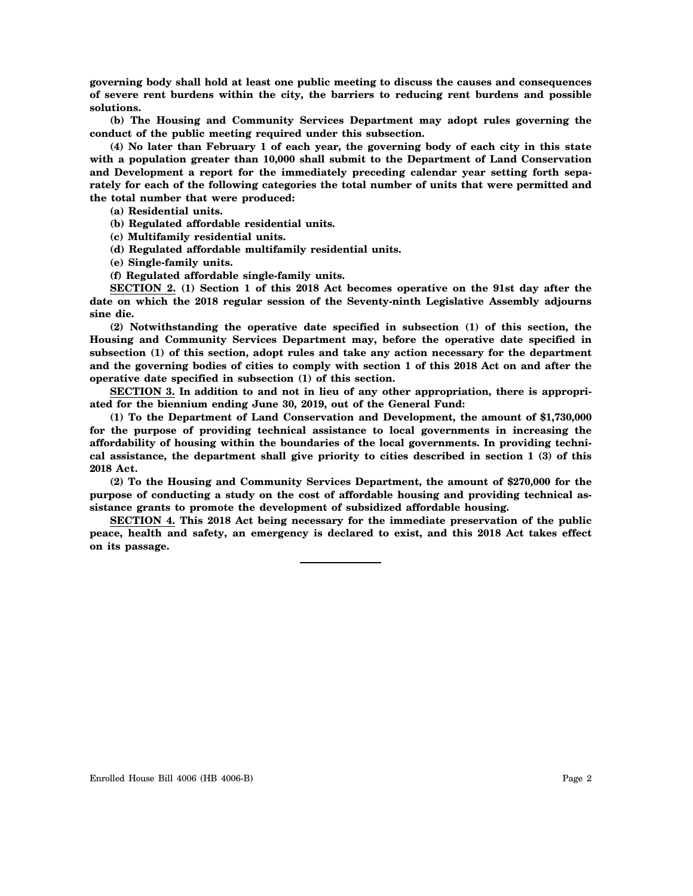**governing body shall hold at least one public meeting to discuss the causes and consequences of severe rent burdens within the city, the barriers to reducing rent burdens and possible solutions.**

**(b) The Housing and Community Services Department may adopt rules governing the conduct of the public meeting required under this subsection.**

**(4) No later than February 1 of each year, the governing body of each city in this state with a population greater than 10,000 shall submit to the Department of Land Conservation and Development a report for the immediately preceding calendar year setting forth separately for each of the following categories the total number of units that were permitted and the total number that were produced:**

**(a) Residential units.**

**(b) Regulated affordable residential units.**

**(c) Multifamily residential units.**

**(d) Regulated affordable multifamily residential units.**

**(e) Single-family units.**

**(f) Regulated affordable single-family units.**

**SECTION 2. (1) Section 1 of this 2018 Act becomes operative on the 91st day after the date on which the 2018 regular session of the Seventy-ninth Legislative Assembly adjourns sine die.**

**(2) Notwithstanding the operative date specified in subsection (1) of this section, the Housing and Community Services Department may, before the operative date specified in subsection (1) of this section, adopt rules and take any action necessary for the department and the governing bodies of cities to comply with section 1 of this 2018 Act on and after the operative date specified in subsection (1) of this section.**

**SECTION 3. In addition to and not in lieu of any other appropriation, there is appropriated for the biennium ending June 30, 2019, out of the General Fund:**

**(1) To the Department of Land Conservation and Development, the amount of $1,730,000 for the purpose of providing technical assistance to local governments in increasing the affordability of housing within the boundaries of the local governments. In providing technical assistance, the department shall give priority to cities described in section 1 (3) of this 2018 Act.**

**(2) To the Housing and Community Services Department, the amount of $270,000 for the purpose of conducting a study on the cost of affordable housing and providing technical assistance grants to promote the development of subsidized affordable housing.**

**SECTION 4. This 2018 Act being necessary for the immediate preservation of the public peace, health and safety, an emergency is declared to exist, and this 2018 Act takes effect on its passage.**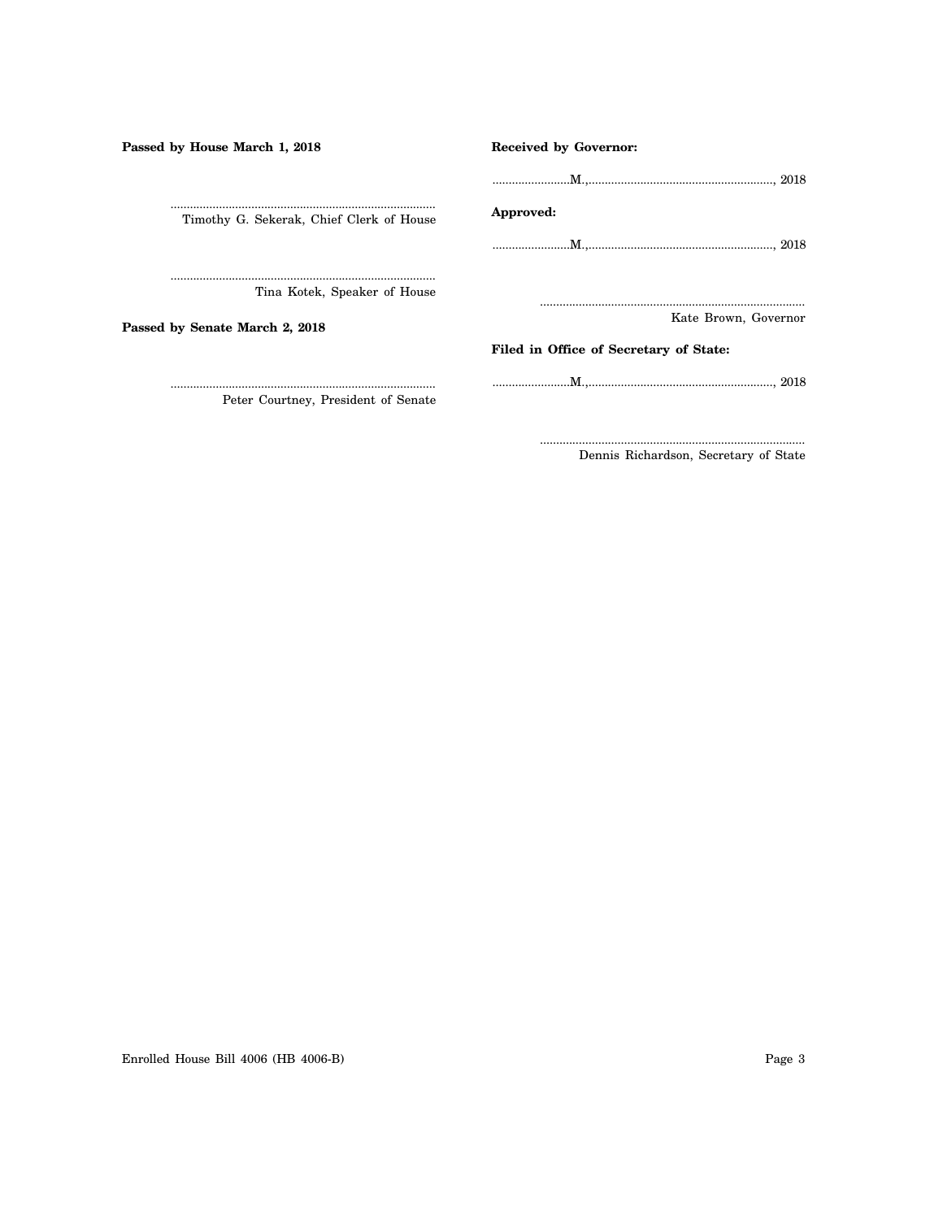**Passed by House March 1, 2018**

..................................................................................
Timothy G. Sekerak, Chief Clerk of House

..................................................................................
Tina Kotek, Speaker of House

**Passed by Senate March 2, 2018**

..................................................................................
Peter Courtney, President of Senate

**Received by Governor:**

........................M.,........................................................., 2018

**Approved:**

........................M.,........................................................., 2018

..................................................................................
Kate Brown, Governor

**Filed in Office of Secretary of State:**

........................M.,........................................................., 2018

..................................................................................
Dennis Richardson, Secretary of State